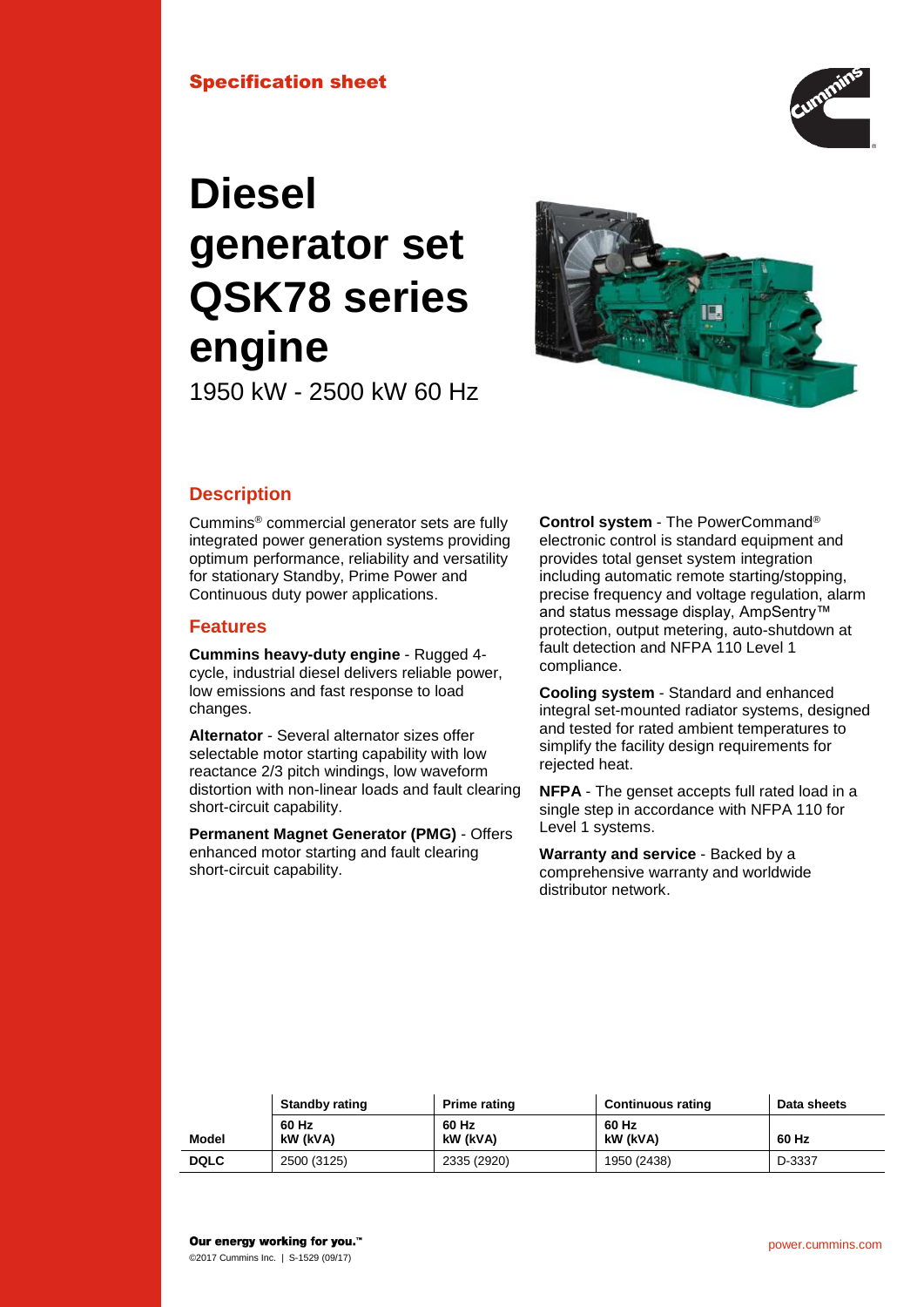Specification sheet

# Diesel generator set QSK78 series engine

1950 kW - 2500 kW 60 Hz

## Description

Cummins® commercial generator sets are fully integrated power generation systems providing optimum performance, reliability and versatility for stationary Standby, Prime Power and Continuous duty power applications.

## Features

**Cummins heavy-duty engine** - Rugged 4-cycle, industrial diesel delivers reliable power, low emissions and fast response to load changes.

**Alternator** - Several alternator sizes offer selectable motor starting capability with low reactance 2/3 pitch windings, low waveform distortion with non-linear loads and fault clearing short-circuit capability.

**Permanent Magnet Generator (PMG)** - Offers enhanced motor starting and fault clearing short-circuit capability.

**Control system** - The PowerCommand® electronic control is standard equipment and provides total genset system integration including automatic remote starting/stopping, precise frequency and voltage regulation, alarm and status message display, AmpSentry™ protection, output metering, auto-shutdown at fault detection and NFPA 110 Level 1 compliance.

**Cooling system** - Standard and enhanced integral set-mounted radiator systems, designed and tested for rated ambient temperatures to simplify the facility design requirements for rejected heat.

**NFPA** - The genset accepts full rated load in a single step in accordance with NFPA 110 for Level 1 systems.

**Warranty and service** - Backed by a comprehensive warranty and worldwide distributor network.

| | Standby rating | Prime rating | Continuous rating | Data sheets |
|---|---|---|---|---|
| **Model** | **60 Hz kW (kVA)** | **60 Hz kW (kVA)** | **60 Hz kW (kVA)** | **60 Hz** |
| **DQLC** | 2500 (3125) | 2335 (2920) | 1950 (2438) | D-3337 |

Our energy working for you.™

©2017 Cummins Inc. | S-1529 (09/17)

power.cummins.com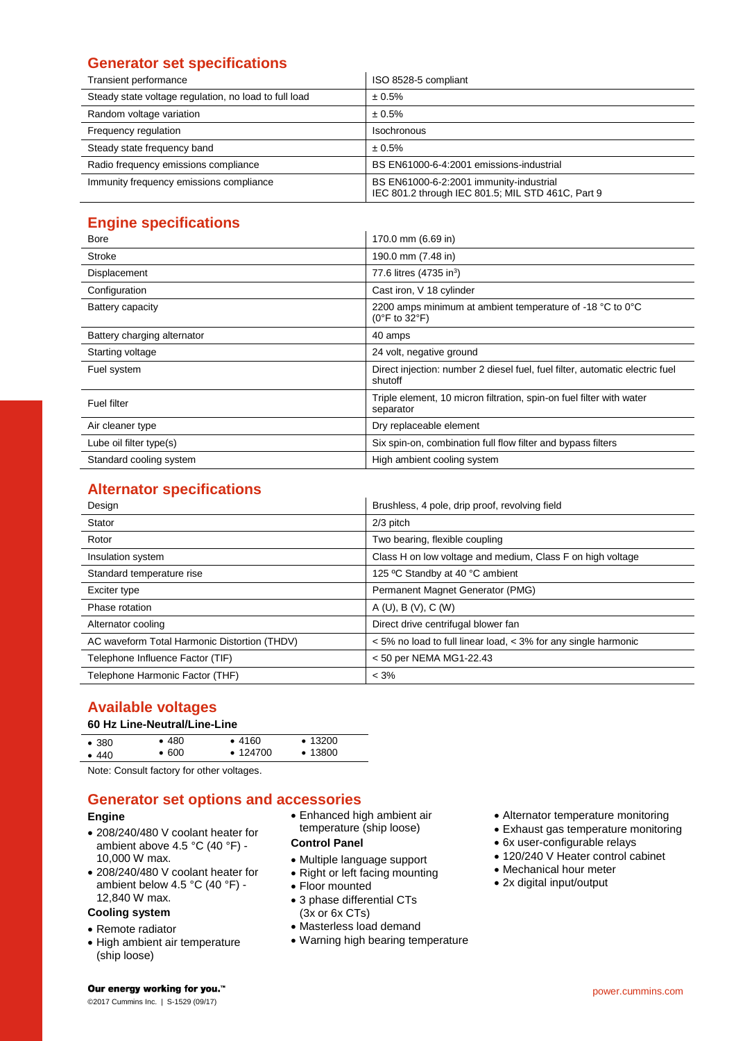## Generator set specifications

| | |
|---|---|
| Transient performance | ISO 8528-5 compliant |
| Steady state voltage regulation, no load to full load | ± 0.5% |
| Random voltage variation | ± 0.5% |
| Frequency regulation | Isochronous |
| Steady state frequency band | ± 0.5% |
| Radio frequency emissions compliance | BS EN61000-6-4:2001 emissions-industrial |
| Immunity frequency emissions compliance | BS EN61000-6-2:2001 immunity-industrial<br>IEC 801.2 through IEC 801.5; MIL STD 461C, Part 9 |

## Engine specifications

| | |
|---|---|
| Bore | 170.0 mm (6.69 in) |
| Stroke | 190.0 mm (7.48 in) |
| Displacement | 77.6 litres (4735 in$^3$) |
| Configuration | Cast iron, V 18 cylinder |
| Battery capacity | 2200 amps minimum at ambient temperature of -18 °C to 0°C (0°F to 32°F) |
| Battery charging alternator | 40 amps |
| Starting voltage | 24 volt, negative ground |
| Fuel system | Direct injection: number 2 diesel fuel, fuel filter, automatic electric fuel shutoff |
| Fuel filter | Triple element, 10 micron filtration, spin-on fuel filter with water separator |
| Air cleaner type | Dry replaceable element |
| Lube oil filter type(s) | Six spin-on, combination full flow filter and bypass filters |
| Standard cooling system | High ambient cooling system |

## Alternator specifications

| | |
|---|---|
| Design | Brushless, 4 pole, drip proof, revolving field |
| Stator | 2/3 pitch |
| Rotor | Two bearing, flexible coupling |
| Insulation system | Class H on low voltage and medium, Class F on high voltage |
| Standard temperature rise | 125 ºC Standby at 40 °C ambient |
| Exciter type | Permanent Magnet Generator (PMG) |
| Phase rotation | A (U), B (V), C (W) |
| Alternator cooling | Direct drive centrifugal blower fan |
| AC waveform Total Harmonic Distortion (THDV) | < 5% no load to full linear load, < 3% for any single harmonic |
| Telephone Influence Factor (TIF) | < 50 per NEMA MG1-22.43 |
| Telephone Harmonic Factor (THF) | < 3% |

## Available voltages

**60 Hz Line-Neutral/Line-Line**

| | | | |
|---|---|---|---|
| • 380 | • 480 | • 4160 | • 13200 |
| • 440 | • 600 | • 124700 | • 13800 |

Note: Consult factory for other voltages.

## Generator set options and accessories

**Engine**

- 208/240/480 V coolant heater for ambient above 4.5 °C (40 °F) - 10,000 W max.
- 208/240/480 V coolant heater for ambient below 4.5 °C (40 °F) - 12,840 W max.

**Cooling system**

- Remote radiator
- High ambient air temperature (ship loose)
- Enhanced high ambient air temperature (ship loose)

**Control Panel**

- Multiple language support
- Right or left facing mounting
- Floor mounted
- 3 phase differential CTs (3x or 6x CTs)
- Masterless load demand
- Warning high bearing temperature
- Alternator temperature monitoring
- Exhaust gas temperature monitoring
- 6x user-configurable relays
- 120/240 V Heater control cabinet
- Mechanical hour meter
- 2x digital input/output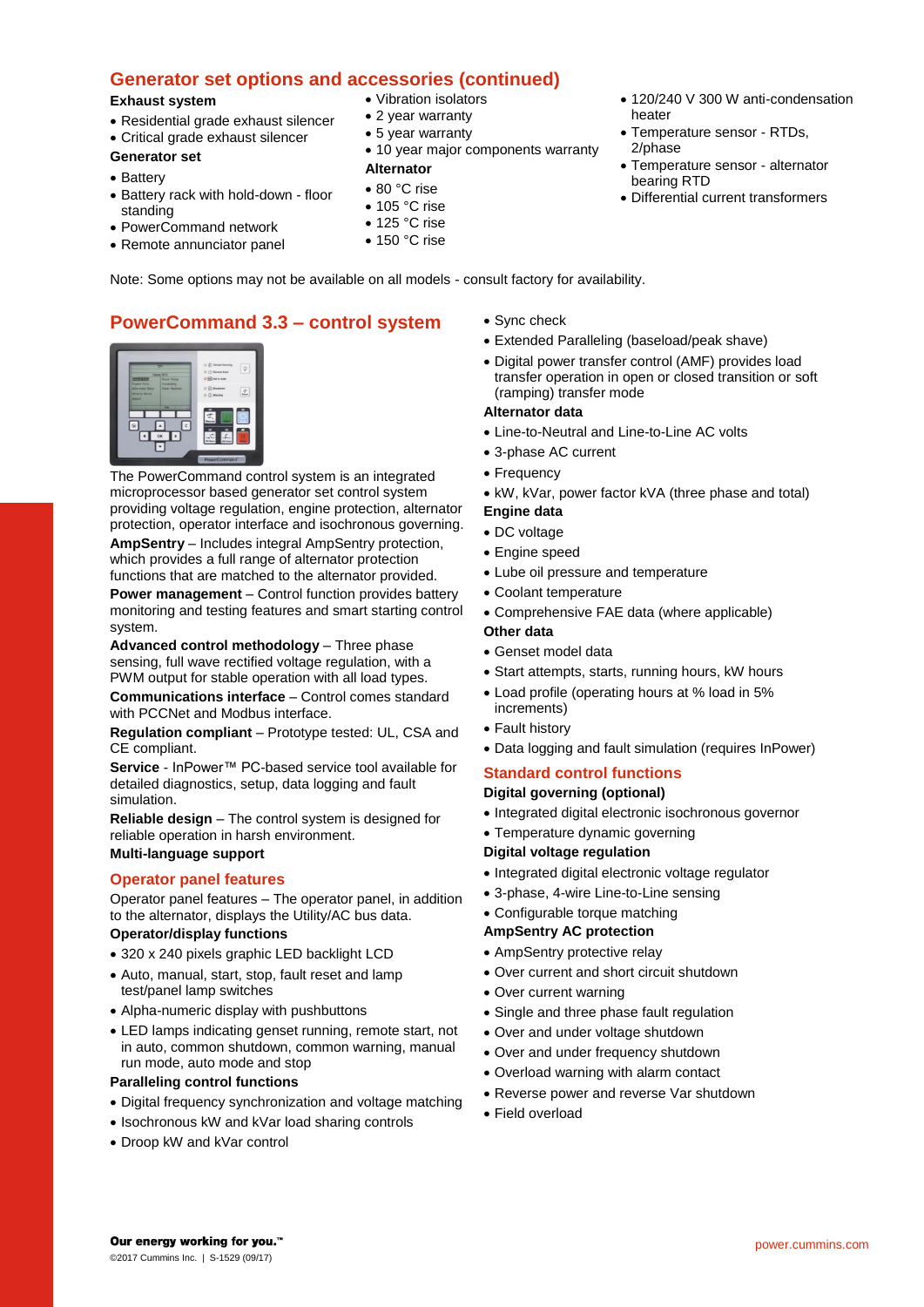## Generator set options and accessories (continued)

**Exhaust system**

- Residential grade exhaust silencer
- Critical grade exhaust silencer

**Generator set**

- Battery
- Battery rack with hold-down - floor standing
- PowerCommand network
- Remote annunciator panel
- Vibration isolators
- 2 year warranty
- 5 year warranty
- 10 year major components warranty

**Alternator**

- 80 °C rise
- 105 °C rise
- 125 °C rise
- 150 °C rise
- 120/240 V 300 W anti-condensation heater
- Temperature sensor - RTDs, 2/phase
- Temperature sensor - alternator bearing RTD
- Differential current transformers

Note: Some options may not be available on all models - consult factory for availability.

## PowerCommand 3.3 – control system

The PowerCommand control system is an integrated microprocessor based generator set control system providing voltage regulation, engine protection, alternator protection, operator interface and isochronous governing.

**AmpSentry** – Includes integral AmpSentry protection, which provides a full range of alternator protection functions that are matched to the alternator provided.

**Power management** – Control function provides battery monitoring and testing features and smart starting control system.

**Advanced control methodology** – Three phase sensing, full wave rectified voltage regulation, with a PWM output for stable operation with all load types.

**Communications interface** – Control comes standard with PCCNet and Modbus interface.

**Regulation compliant** – Prototype tested: UL, CSA and CE compliant.

**Service** - InPower™ PC-based service tool available for detailed diagnostics, setup, data logging and fault simulation.

**Reliable design** – The control system is designed for reliable operation in harsh environment.

**Multi-language support**

## Operator panel features

Operator panel features – The operator panel, in addition to the alternator, displays the Utility/AC bus data.

**Operator/display functions**

- 320 x 240 pixels graphic LED backlight LCD
- Auto, manual, start, stop, fault reset and lamp test/panel lamp switches
- Alpha-numeric display with pushbuttons
- LED lamps indicating genset running, remote start, not in auto, common shutdown, common warning, manual run mode, auto mode and stop

**Paralleling control functions**

- Digital frequency synchronization and voltage matching
- Isochronous kW and kVar load sharing controls
- Droop kW and kVar control
- Sync check
- Extended Paralleling (baseload/peak shave)
- Digital power transfer control (AMF) provides load transfer operation in open or closed transition or soft (ramping) transfer mode

**Alternator data**

- Line-to-Neutral and Line-to-Line AC volts
- 3-phase AC current
- Frequency
- kW, kVar, power factor kVA (three phase and total)

**Engine data**

- DC voltage
- Engine speed
- Lube oil pressure and temperature
- Coolant temperature
- Comprehensive FAE data (where applicable)

**Other data**

- Genset model data
- Start attempts, starts, running hours, kW hours
- Load profile (operating hours at % load in 5% increments)
- Fault history
- Data logging and fault simulation (requires InPower)

## Standard control functions

**Digital governing (optional)**

- Integrated digital electronic isochronous governor
- Temperature dynamic governing

**Digital voltage regulation**

- Integrated digital electronic voltage regulator
- 3-phase, 4-wire Line-to-Line sensing
- Configurable torque matching

**AmpSentry AC protection**

- AmpSentry protective relay
- Over current and short circuit shutdown
- Over current warning
- Single and three phase fault regulation
- Over and under voltage shutdown
- Over and under frequency shutdown
- Overload warning with alarm contact
- Reverse power and reverse Var shutdown
- Field overload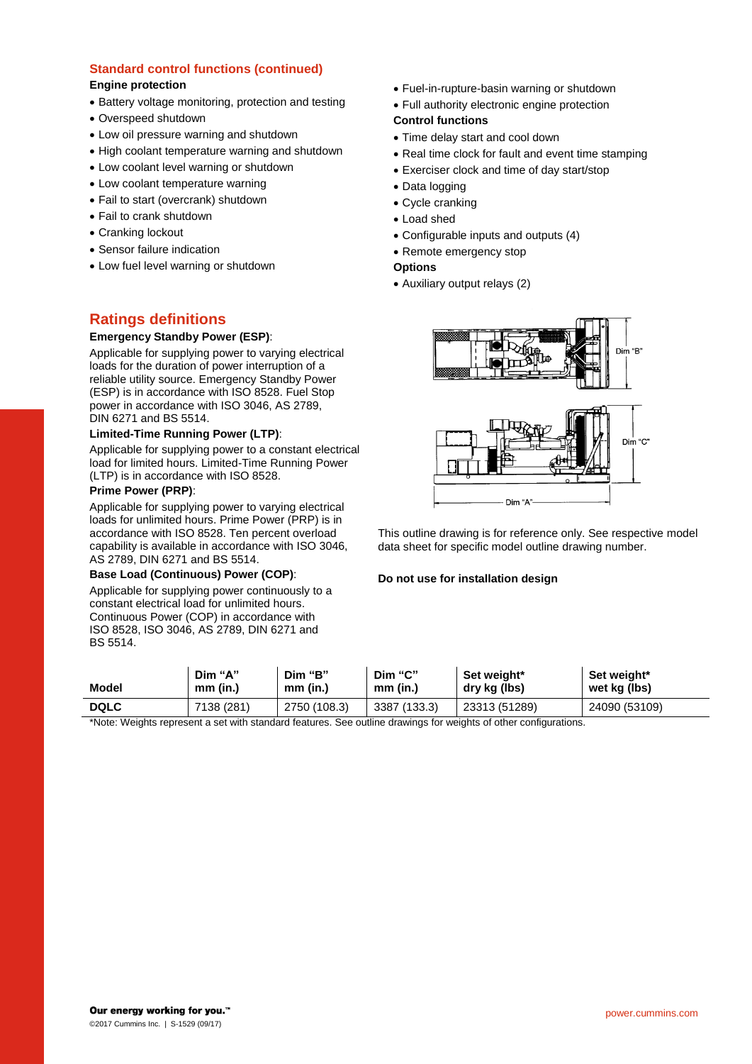## Standard control functions (continued)

**Engine protection**

- Battery voltage monitoring, protection and testing
- Overspeed shutdown
- Low oil pressure warning and shutdown
- High coolant temperature warning and shutdown
- Low coolant level warning or shutdown
- Low coolant temperature warning
- Fail to start (overcrank) shutdown
- Fail to crank shutdown
- Cranking lockout
- Sensor failure indication
- Low fuel level warning or shutdown
- Fuel-in-rupture-basin warning or shutdown
- Full authority electronic engine protection

**Control functions**

- Time delay start and cool down
- Real time clock for fault and event time stamping
- Exerciser clock and time of day start/stop
- Data logging
- Cycle cranking
- Load shed
- Configurable inputs and outputs (4)
- Remote emergency stop

**Options**

- Auxiliary output relays (2)

## Ratings definitions

**Emergency Standby Power (ESP)**:

Applicable for supplying power to varying electrical loads for the duration of power interruption of a reliable utility source. Emergency Standby Power (ESP) is in accordance with ISO 8528. Fuel Stop power in accordance with ISO 3046, AS 2789, DIN 6271 and BS 5514.

**Limited-Time Running Power (LTP)**:

Applicable for supplying power to a constant electrical load for limited hours. Limited-Time Running Power (LTP) is in accordance with ISO 8528.

**Prime Power (PRP)**:

Applicable for supplying power to varying electrical loads for unlimited hours. Prime Power (PRP) is in accordance with ISO 8528. Ten percent overload capability is available in accordance with ISO 3046, AS 2789, DIN 6271 and BS 5514.

**Base Load (Continuous) Power (COP)**:

Applicable for supplying power continuously to a constant electrical load for unlimited hours. Continuous Power (COP) in accordance with ISO 8528, ISO 3046, AS 2789, DIN 6271 and BS 5514.

Dim "B"

Dim "C"

Dim "A"

This outline drawing is for reference only. See respective model data sheet for specific model outline drawing number.

**Do not use for installation design**

| Model | Dim "A" mm (in.) | Dim "B" mm (in.) | Dim "C" mm (in.) | Set weight* dry kg (lbs) | Set weight* wet kg (lbs) |
|---|---|---|---|---|---|
| **DQLC** | 7138 (281) | 2750 (108.3) | 3387 (133.3) | 23313 (51289) | 24090 (53109) |

*Note: Weights represent a set with standard features. See outline drawings for weights of other configurations.

**Our energy working for you.™**

©2017 Cummins Inc. | S-1529 (09/17)

power.cummins.com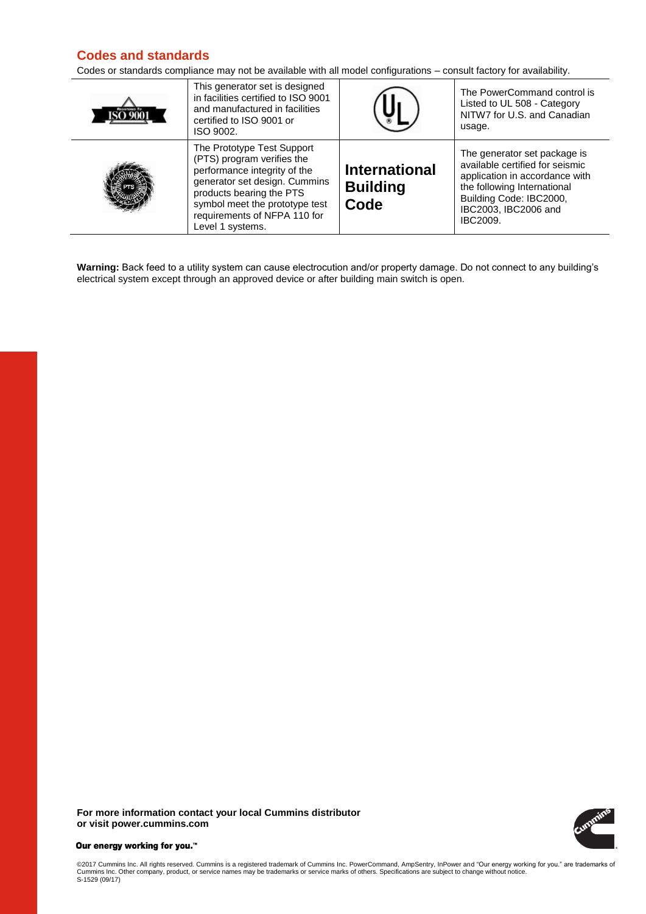## Codes and standards

Codes or standards compliance may not be available with all model configurations – consult factory for availability.

| | | | |
|---|---|---|---|
| ISO 9001 | This generator set is designed in facilities certified to ISO 9001 and manufactured in facilities certified to ISO 9001 or ISO 9002. | UL | The PowerCommand control is Listed to UL 508 - Category NITW7 for U.S. and Canadian usage. |
| PTS | The Prototype Test Support (PTS) program verifies the performance integrity of the generator set design. Cummins products bearing the PTS symbol meet the prototype test requirements of NFPA 110 for Level 1 systems. | **International Building Code** | The generator set package is available certified for seismic application in accordance with the following International Building Code: IBC2000, IBC2003, IBC2006 and IBC2009. |

**Warning:** Back feed to a utility system can cause electrocution and/or property damage. Do not connect to any building's electrical system except through an approved device or after building main switch is open.

**For more information contact your local Cummins distributor or visit power.cummins.com**

**Our energy working for you.™**

©2017 Cummins Inc. All rights reserved. Cummins is a registered trademark of Cummins Inc. PowerCommand, AmpSentry, InPower and "Our energy working for you." are trademarks of Cummins Inc. Other company, product, or service names may be trademarks or service marks of others. Specifications are subject to change without notice.
S-1529 (09/17)